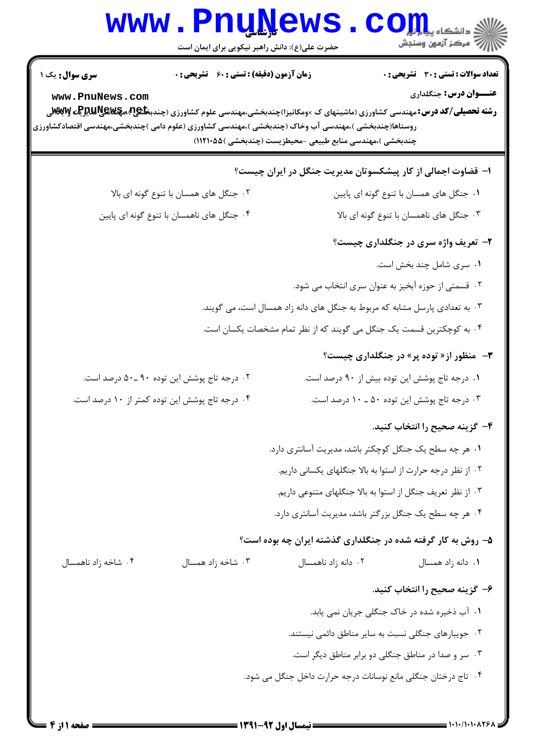**سری سوال:** یک ۱

**زمان آزمون (دقیقه) : تستی : ۶۰ تشریحی : ۰**

**تعداد سوالات : تستی : ۳۰ تشریحی : ۰**

**عنـــوان درس:** جنگلداری

**رشته تحصیلی/کد درس:** مهندسی کشاورزی (ماشینهای ک ×ومکانیزا)چندبخشی،مهندسی علوم کشاورزی (چندبخشی)،مهندسی مدیریت وآبادانی روستاها(چندبخشی )،مهندسی آب وخاک (چندبخشی )،مهندسی کشاورزی (علوم دامی )چندبخشی،مهندسی اقتصادکشاورزی چندبخشی )،مهندسی منابع طبیعی -محیطزیست (چندبخشی )۱۱۲۱۰۵۵)

**۱- قضاوت اجمالی از کار پیشکسوتان مدیریت جنگل در ایران چیست؟**

۱. جنگل های همسان با تنوع گونه ای پایین

۲. جنگل های همسان با تنوع گونه ای بالا

۳. جنگل های ناهمسان با تنوع گونه ای بالا

۴. جنگل های ناهمسان با تنوع گونه ای پایین

**۲- تعریف واژه سری در جنگلداری چیست؟**

۱. سری شامل چند بخش است.

۲. قسمتی از حوزه آبخیز به عنوان سری انتخاب می شود.

۳. به تعدادی پارسل مشابه که مربوط به جنگل های دانه زاد همسال است، می گویند.

۴. به کوچکترین قسمت یک جنگل می گویند که از نظر تمام مشخصات یکسان است.

**۳- منظور از« توده پر» در جنگلداری چیست؟**

۱. درجه تاج پوشش این توده بیش از ۹۰ درصد است.

۲. درجه تاج پوشش این توده ۹۰ ـ۵۰ درصد است.

۳. درجه تاج پوشش این توده ۵۰ ـ ۱۰ درصد است.

۴. درجه تاج پوشش این توده کمتر از ۱۰ درصد است.

**۴- گزینه صحیح را انتخاب کنید.**

۱. هر چه سطح یک جنگل کوچکتر باشد، مدیریت آسانتری دارد.

۲. از نظر درجه حرارت از استوا به بالا جنگلهای یکسانی داریم.

۳. از نظر تعریف جنگل از استوا به بالا جنگلهای متنوعی داریم.

۴. هر چه سطح یک جنگل بزرگتر باشد، مدیریت آسانتری دارد.

**۵- روش به کار گرفته شده در جنگلداری گذشته ایران چه بوده است؟**

۱. دانه زاد همسال

۲. دانه زاد ناهمسال

۳. شاخه زاد همسال

۴. شاخه زاد ناهمسال

**۶- گزینه صحیح را انتخاب کنید.**

۱. آب ذخیره شده در خاک جنگلی جریان نمی یابد.

۲. جویبارهای جنگلی نسبت به سایر مناطق دائمی نیستند.

۳. سر و صدا در مناطق جنگلی دو برابر مناطق دیگر است.

۴. تاج درختان جنگلی مانع نوسانات درجه حرارت داخل جنگل می شود.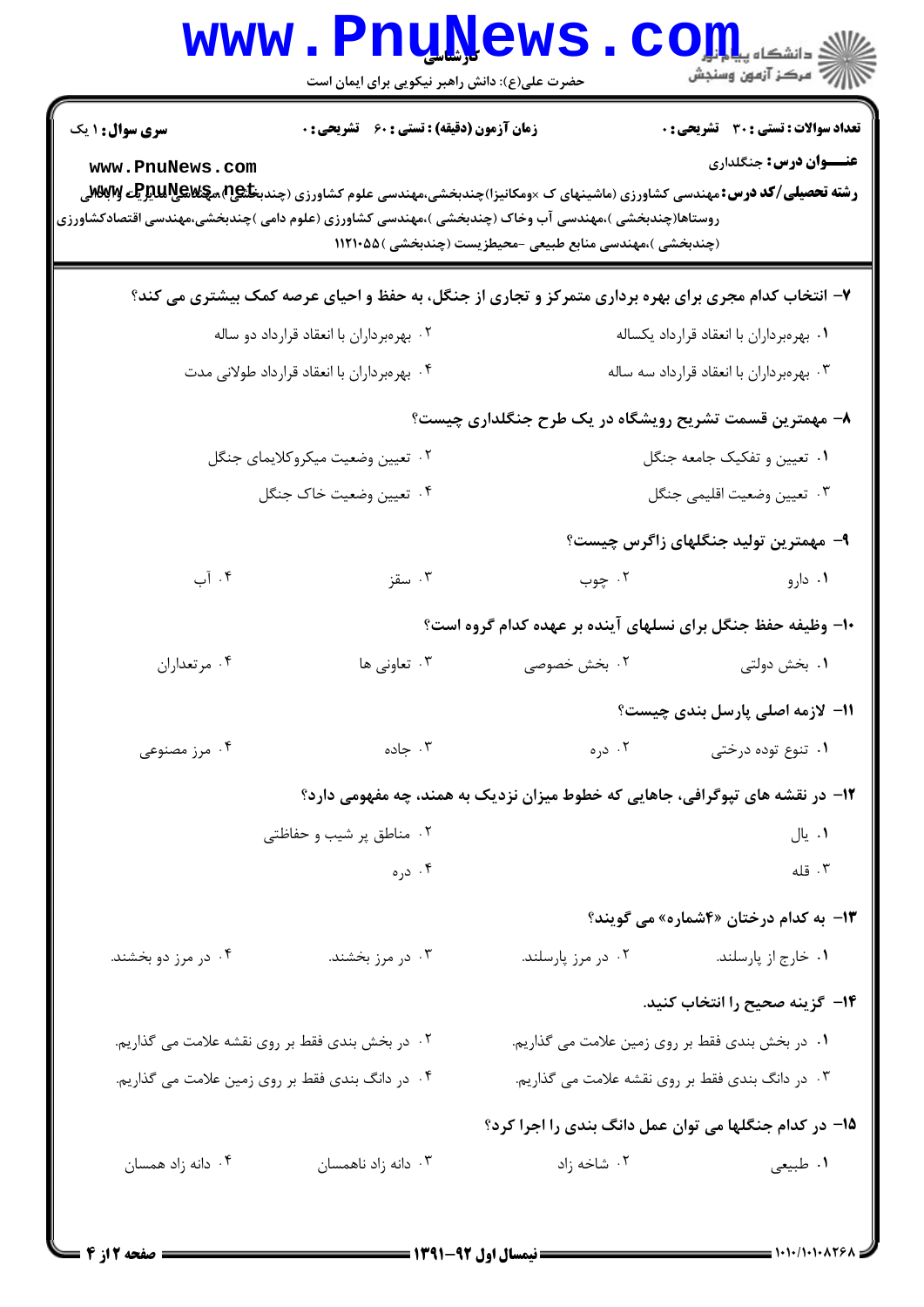**سری سوال:** ۱ یک | **زمان آزمون (دقیقه) : تستی :** ۶۰ **تشریحی :** ۰ | **تعداد سوالات : تستی :** ۳۰ **تشریحی :** ۰

**عنـــوان درس:** جنگلداری

**رشته تحصیلی/کد درس:** مهندسی کشاورزی (ماشینهای ک ×ومکانیزا)چندبخشی،مهندسی علوم کشاورزی (چندبخشی)،مهندسی مدیریت وآبادانی روستاها(چندبخشی )،مهندسی آب وخاک (چندبخشی )،مهندسی کشاورزی (علوم دامی )چندبخشی،مهندسی اقتصادکشاورزی (چندبخشی )،مهندسی منابع طبیعی -محیطزیست (چندبخشی )۱۱۲۱۰۵۵

۷- انتخاب کدام مجری برای بهره برداری متمرکز و تجاری از جنگل، به حفظ و احیای عرصه کمک بیشتری می کند؟

۱. بهره‌برداران با انعقاد قرارداد یکساله
۲. بهره‌برداران با انعقاد قرارداد دو ساله
۳. بهره‌برداران با انعقاد قرارداد سه ساله
۴. بهره‌برداران با انعقاد قرارداد طولانی مدت

۸- مهمترین قسمت تشریح رویشگاه در یک طرح جنگلداری چیست؟

۱. تعیین و تفکیک جامعه جنگل
۲. تعیین وضعیت میکروکلایمای جنگل
۳. تعیین وضعیت اقلیمی جنگل
۴. تعیین وضعیت خاک جنگل

۹- مهمترین تولید جنگلهای زاگرس چیست؟

۱. دارو
۲. چوب
۳. سقز
۴. آب

۱۰- وظیفه حفظ جنگل برای نسلهای آینده بر عهده کدام گروه است؟

۱. بخش دولتی
۲. بخش خصوصی
۳. تعاونی ها
۴. مرتعداران

۱۱- لازمه اصلی پارسل بندی چیست؟

۱. تنوع توده درختی
۲. دره
۳. جاده
۴. مرز مصنوعی

۱۲- در نقشه های تپوگرافی، جاهایی که خطوط میزان نزدیک به همند، چه مفهومی دارد؟

۱. یال
۲. مناطق پر شیب و حفاظتی
۳. قله
۴. دره

۱۳- به کدام درختان «۴شماره» می گویند؟

۱. خارج از پارسلند.
۲. در مرز پارسلند.
۳. در مرز بخشند.
۴. در مرز دو بخشند.

۱۴- گزینه صحیح را انتخاب کنید.

۱. در بخش بندی فقط بر روی زمین علامت می گذاریم.
۲. در بخش بندی فقط بر روی نقشه علامت می گذاریم.
۳. در دانگ بندی فقط بر روی نقشه علامت می گذاریم.
۴. در دانگ بندی فقط بر روی زمین علامت می گذاریم.

۱۵- در کدام جنگلها می توان عمل دانگ بندی را اجرا کرد؟

۱. طبیعی
۲. شاخه زاد
۳. دانه زاد ناهمسان
۴. دانه زاد همسان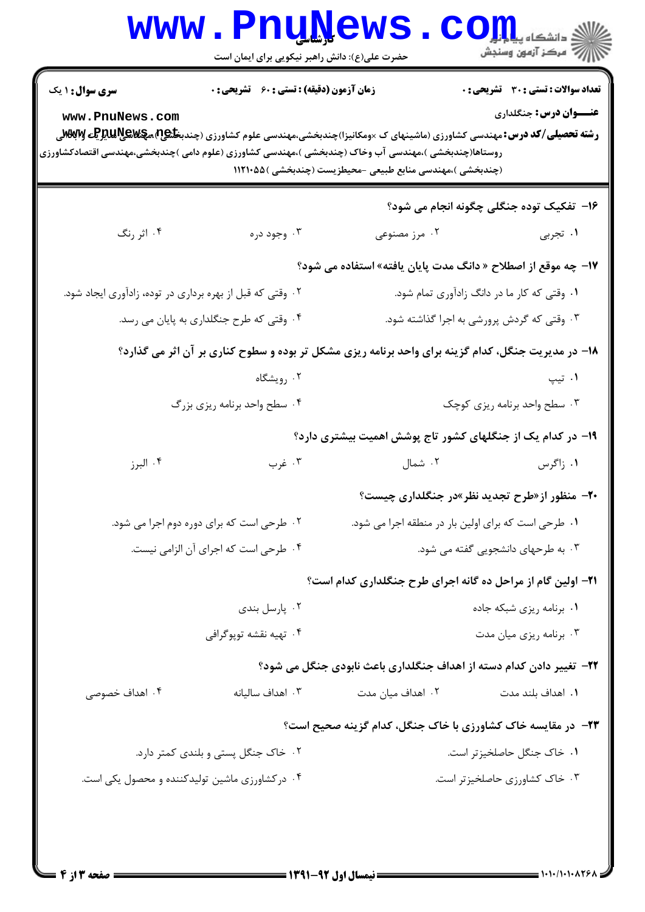**سری سوال:** ۱ یک

**زمان آزمون (دقیقه) : تستی : ۶۰ تشریحی : ۰**

**تعداد سوالات : تستی : ۳۰ تشریحی : ۰**

**عنـــوان درس:** جنگلداری

**رشته تحصیلی/کد درس:** مهندسی کشاورزی (ماشینهای ک ×ومکانیزا)چندبخشی،مهندسی علوم کشاورزی (چندبخشی)،مهندسی مدیریت و آبادانی روستاها(چندبخشی )،مهندسی آب وخاک (چندبخشی )،مهندسی کشاورزی (علوم دامی )چندبخشی،مهندسی اقتصادکشاورزی (چندبخشی )،مهندسی منابع طبیعی -محیطزیست (چندبخشی )۱۱۲۱۰۵۵

۱۶- تفکیک توده جنگلی چگونه انجام می شود؟

۱. تجربی ۲. مرز مصنوعی ۳. وجود دره ۴. اثر رنگ

۱۷- چه موقع از اصطلاح « دانگ مدت پایان یافته» استفاده می شود؟

۱. وقتی که کار ما در دانگ زادآوری تمام شود.
۲. وقتی که قبل از بهره برداری در توده، زادآوری ایجاد شود.
۳. وقتی که گردش پرورشی به اجرا گذاشته شود.
۴. وقتی که طرح جنگلداری به پایان می رسد.

۱۸- در مدیریت جنگل، کدام گزینه برای واحد برنامه ریزی مشکل تر بوده و سطوح کناری بر آن اثر می گذارد؟

۱. تیپ
۲. رویشگاه
۳. سطح واحد برنامه ریزی کوچک
۴. سطح واحد برنامه ریزی بزرگ

۱۹- در کدام یک از جنگلهای کشور تاج پوشش اهمیت بیشتری دارد؟

۱. زاگرس ۲. شمال ۳. غرب ۴. البرز

۲۰- منظور از«طرح تجدید نظر»در جنگلداری چیست؟

۱. طرحی است که برای اولین بار در منطقه اجرا می شود.
۲. طرحی است که برای دوره دوم اجرا می شود.
۳. به طرحهای دانشجویی گفته می شود.
۴. طرحی است که اجرای آن الزامی نیست.

۲۱- اولین گام از مراحل ده گانه اجرای طرح جنگلداری کدام است؟

۱. برنامه ریزی شبکه جاده
۲. پارسل بندی
۳. برنامه ریزی میان مدت
۴. تهیه نقشه توپوگرافی

۲۲- تغییر دادن کدام دسته از اهداف جنگلداری باعث نابودی جنگل می شود؟

۱. اهداف بلند مدت ۲. اهداف میان مدت ۳. اهداف سالیانه ۴. اهداف خصوصی

۲۳- در مقایسه خاک کشاورزی با خاک جنگل، کدام گزینه صحیح است؟

۱. خاک جنگل حاصلخیزتر است.
۲. خاک جنگل پستی و بلندی کمتر دارد.
۳. خاک کشاورزی حاصلخیزتر است.
۴. درکشاورزی ماشین تولیدکننده و محصول یکی است.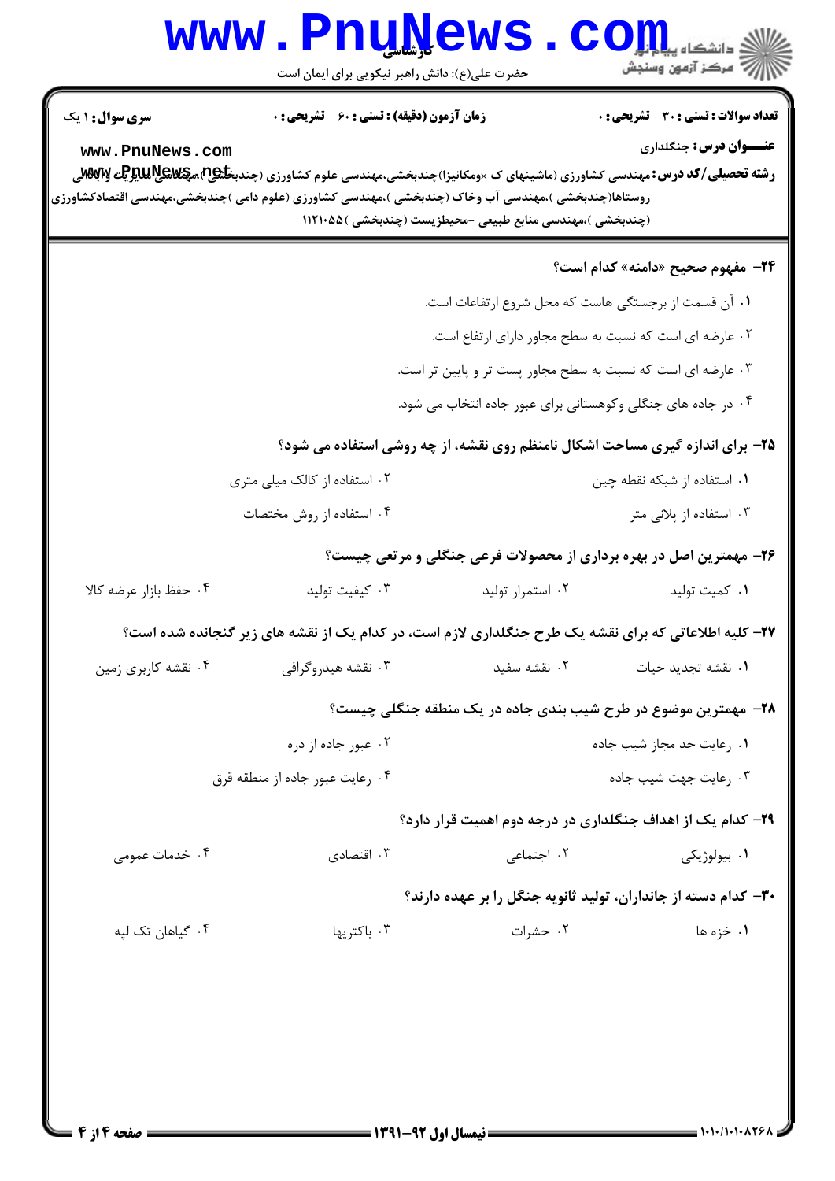۲۴- مفهوم صحیح «دامنه» کدام است؟

۱. آن قسمت از برجستگی هاست که محل شروع ارتفاعات است.

۲. عارضه ای است که نسبت به سطح مجاور دارای ارتفاع است.

۳. عارضه ای است که نسبت به سطح مجاور پست تر و پایین تر است.

۴. در جاده های جنگلی وکوهستانی برای عبور جاده انتخاب می شود.

۲۵- برای اندازه گیری مساحت اشکال نامنظم روی نقشه، از چه روشی استفاده می شود؟

۱. استفاده از شبکه نقطه چین

۲. استفاده از کالک میلی متری

۳. استفاده از پلانی متر

۴. استفاده از روش مختصات

۲۶- مهمترین اصل در بهره برداری از محصولات فرعی جنگلی و مرتعی چیست؟

۱. کمیت تولید

۲. استمرار تولید

۳. کیفیت تولید

۴. حفظ بازار عرضه کالا

۲۷- کلیه اطلاعاتی که برای نقشه یک طرح جنگلداری لازم است، در کدام یک از نقشه های زیر گنجانده شده است؟

۱. نقشه تجدید حیات

۲. نقشه سفید

۳. نقشه هیدروگرافی

۴. نقشه کاربری زمین

۲۸- مهمترین موضوع در طرح شیب بندی جاده در یک منطقه جنگلی چیست؟

۱. رعایت حد مجاز شیب جاده

۲. عبور جاده از دره

۳. رعایت جهت شیب جاده

۴. رعایت عبور جاده از منطقه قرق

۲۹- کدام یک از اهداف جنگلداری در درجه دوم اهمیت قرار دارد؟

۱. بیولوژیکی

۲. اجتماعی

۳. اقتصادی

۴. خدمات عمومی

۳۰- کدام دسته از جانداران، تولید ثانویه جنگل را بر عهده دارند؟

۱. خزه ها

۲. حشرات

۳. باکتریها

۴. گیاهان تک لپه